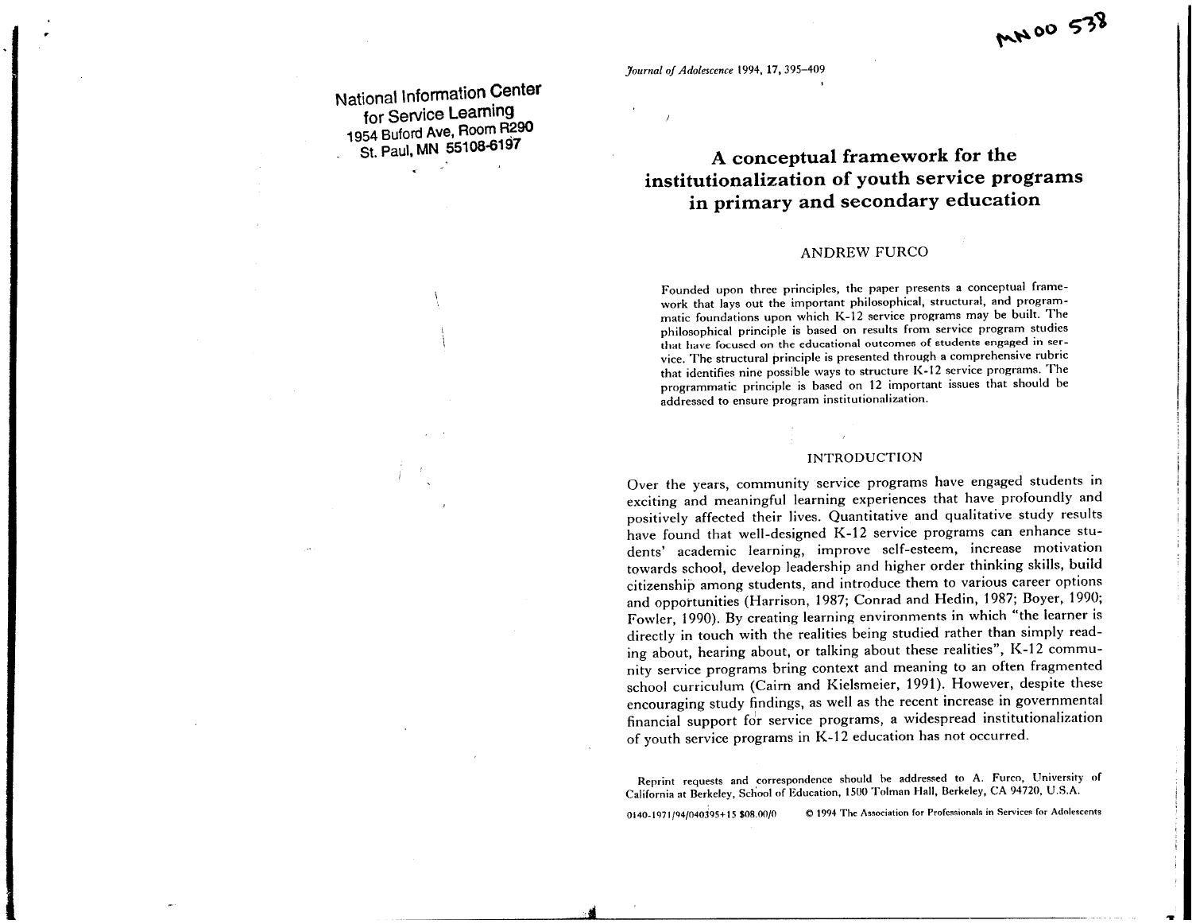National Information Center
for Service Learning
1954 Buford Ave, Room R290
St. Paul, MN 55108-6197

MN00 538

*Journal of Adolescence* 1994, 17, 395–409

# A conceptual framework for the institutionalization of youth service programs in primary and secondary education

ANDREW FURCO

Founded upon three principles, the paper presents a conceptual framework that lays out the important philosophical, structural, and programmatic foundations upon which K-12 service programs may be built. The philosophical principle is based on results from service program studies that have focused on the educational outcomes of students engaged in service. The structural principle is presented through a comprehensive rubric that identifies nine possible ways to structure K-12 service programs. The programmatic principle is based on 12 important issues that should be addressed to ensure program institutionalization.

## INTRODUCTION

Over the years, community service programs have engaged students in exciting and meaningful learning experiences that have profoundly and positively affected their lives. Quantitative and qualitative study results have found that well-designed K-12 service programs can enhance students' academic learning, improve self-esteem, increase motivation towards school, develop leadership and higher order thinking skills, build citizenship among students, and introduce them to various career options and opportunities (Harrison, 1987; Conrad and Hedin, 1987; Boyer, 1990; Fowler, 1990). By creating learning environments in which "the learner is directly in touch with the realities being studied rather than simply reading about, hearing about, or talking about these realities", K-12 community service programs bring context and meaning to an often fragmented school curriculum (Cairn and Kielsmeier, 1991). However, despite these encouraging study findings, as well as the recent increase in governmental financial support for service programs, a widespread institutionalization of youth service programs in K-12 education has not occurred.

Reprint requests and correspondence should be addressed to A. Furco, University of California at Berkeley, School of Education, 1500 Tolman Hall, Berkeley, CA 94720, U.S.A.

0140-1971/94/040395+15 $08.00/0 © 1994 The Association for Professionals in Services for Adolescents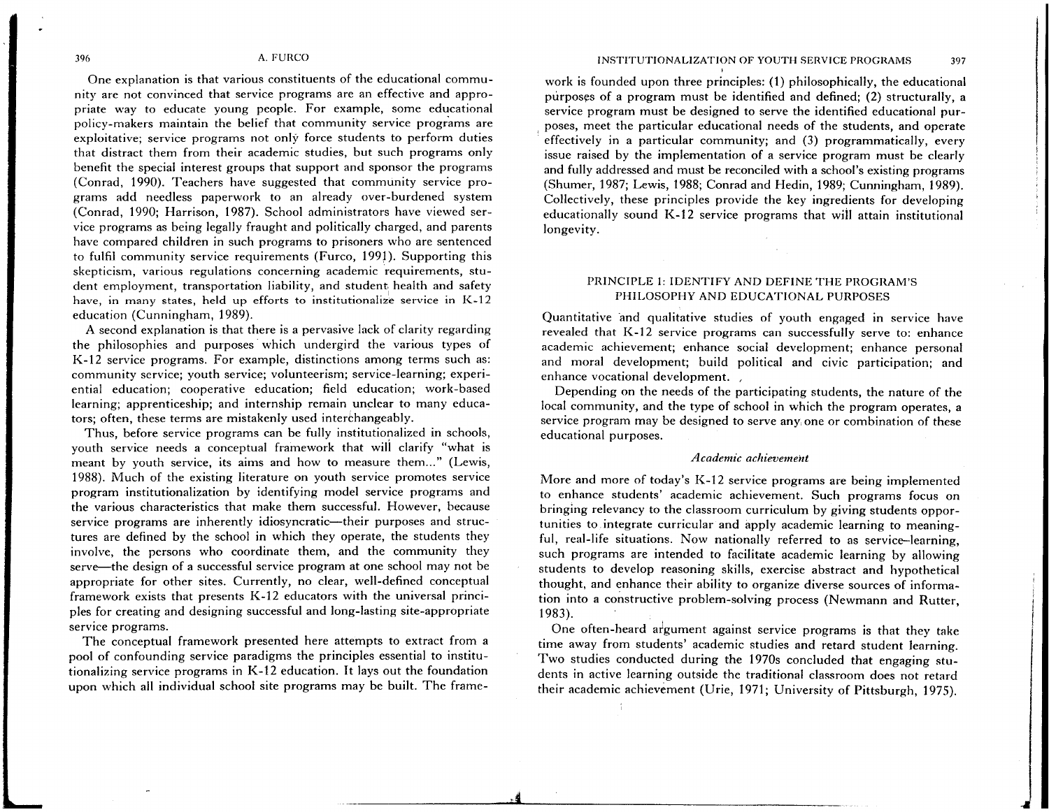One explanation is that various constituents of the educational community are not convinced that service programs are an effective and appropriate way to educate young people. For example, some educational policy-makers maintain the belief that community service programs are exploitative; service programs not only force students to perform duties that distract them from their academic studies, but such programs only benefit the special interest groups that support and sponsor the programs (Conrad, 1990). Teachers have suggested that community service programs add needless paperwork to an already over-burdened system (Conrad, 1990; Harrison, 1987). School administrators have viewed service programs as being legally fraught and politically charged, and parents have compared children in such programs to prisoners who are sentenced to fulfil community service requirements (Furco, 1991). Supporting this skepticism, various regulations concerning academic requirements, student employment, transportation liability, and student health and safety have, in many states, held up efforts to institutionalize service in K-12 education (Cunningham, 1989).

A second explanation is that there is a pervasive lack of clarity regarding the philosophies and purposes which undergird the various types of K-12 service programs. For example, distinctions among terms such as: community service; youth service; volunteerism; service-learning; experiential education; cooperative education; field education; work-based learning; apprenticeship; and internship remain unclear to many educators; often, these terms are mistakenly used interchangeably.

Thus, before service programs can be fully institutionalized in schools, youth service needs a conceptual framework that will clarify "what is meant by youth service, its aims and how to measure them..." (Lewis, 1988). Much of the existing literature on youth service promotes service program institutionalization by identifying model service programs and the various characteristics that make them successful. However, because service programs are inherently idiosyncratic—their purposes and structures are defined by the school in which they operate, the students they involve, the persons who coordinate them, and the community they serve—the design of a successful service program at one school may not be appropriate for other sites. Currently, no clear, well-defined conceptual framework exists that presents K-12 educators with the universal principles for creating and designing successful and long-lasting site-appropriate service programs.

The conceptual framework presented here attempts to extract from a pool of confounding service paradigms the principles essential to institutionalizing service programs in K-12 education. It lays out the foundation upon which all individual school site programs may be built. The framework is founded upon three principles: (1) philosophically, the educational purposes of a program must be identified and defined; (2) structurally, a service program must be designed to serve the identified educational purposes, meet the particular educational needs of the students, and operate effectively in a particular community; and (3) programmatically, every issue raised by the implementation of a service program must be clearly and fully addressed and must be reconciled with a school's existing programs (Shumer, 1987; Lewis, 1988; Conrad and Hedin, 1989; Cunningham, 1989). Collectively, these principles provide the key ingredients for developing educationally sound K-12 service programs that will attain institutional longevity.

## PRINCIPLE 1: IDENTIFY AND DEFINE THE PROGRAM'S PHILOSOPHY AND EDUCATIONAL PURPOSES

Quantitative and qualitative studies of youth engaged in service have revealed that K-12 service programs can successfully serve to: enhance academic achievement; enhance social development; enhance personal and moral development; build political and civic participation; and enhance vocational development.

Depending on the needs of the participating students, the nature of the local community, and the type of school in which the program operates, a service program may be designed to serve any one or combination of these educational purposes.

### *Academic achievement*

More and more of today's K-12 service programs are being implemented to enhance students' academic achievement. Such programs focus on bringing relevancy to the classroom curriculum by giving students opportunities to integrate curricular and apply academic learning to meaningful, real-life situations. Now nationally referred to as service–learning, such programs are intended to facilitate academic learning by allowing students to develop reasoning skills, exercise abstract and hypothetical thought, and enhance their ability to organize diverse sources of information into a constructive problem-solving process (Newmann and Rutter, 1983).

One often-heard argument against service programs is that they take time away from students' academic studies and retard student learning. Two studies conducted during the 1970s concluded that engaging students in active learning outside the traditional classroom does not retard their academic achievement (Urie, 1971; University of Pittsburgh, 1975).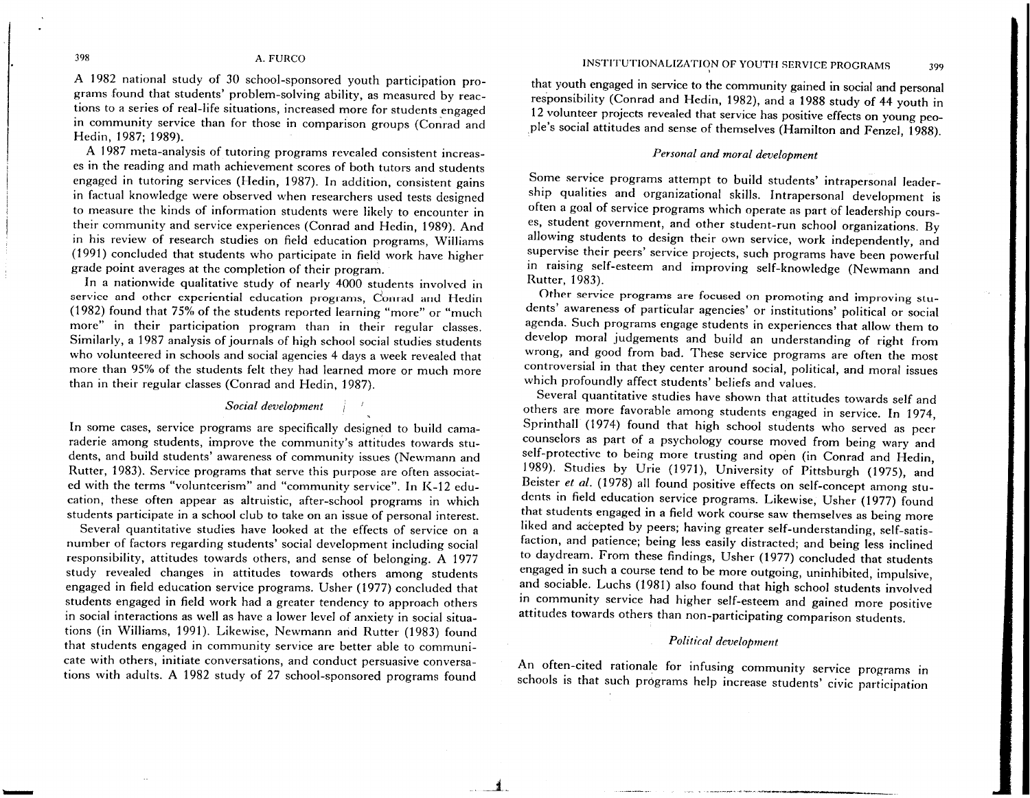A 1982 national study of 30 school-sponsored youth participation programs found that students' problem-solving ability, as measured by reactions to a series of real-life situations, increased more for students engaged in community service than for those in comparison groups (Conrad and Hedin, 1987; 1989).

A 1987 meta-analysis of tutoring programs revealed consistent increases in the reading and math achievement scores of both tutors and students engaged in tutoring services (Hedin, 1987). In addition, consistent gains in factual knowledge were observed when researchers used tests designed to measure the kinds of information students were likely to encounter in their community and service experiences (Conrad and Hedin, 1989). And in his review of research studies on field education programs, Williams (1991) concluded that students who participate in field work have higher grade point averages at the completion of their program.

In a nationwide qualitative study of nearly 4000 students involved in service and other experiential education programs, Conrad and Hedin (1982) found that 75% of the students reported learning "more" or "much more" in their participation program than in their regular classes. Similarly, a 1987 analysis of journals of high school social studies students who volunteered in schools and social agencies 4 days a week revealed that more than 95% of the students felt they had learned more or much more than in their regular classes (Conrad and Hedin, 1987).

### *Social development*

In some cases, service programs are specifically designed to build camaraderie among students, improve the community's attitudes towards students, and build students' awareness of community issues (Newmann and Rutter, 1983). Service programs that serve this purpose are often associated with the terms "volunteerism" and "community service". In K-12 education, these often appear as altruistic, after-school programs in which students participate in a school club to take on an issue of personal interest.

Several quantitative studies have looked at the effects of service on a number of factors regarding students' social development including social responsibility, attitudes towards others, and sense of belonging. A 1977 study revealed changes in attitudes towards others among students engaged in field education service programs. Usher (1977) concluded that students engaged in field work had a greater tendency to approach others in social interactions as well as have a lower level of anxiety in social situations (in Williams, 1991). Likewise, Newmann and Rutter (1983) found that students engaged in community service are better able to communicate with others, initiate conversations, and conduct persuasive conversations with adults. A 1982 study of 27 school-sponsored programs found that youth engaged in service to the community gained in social and personal responsibility (Conrad and Hedin, 1982), and a 1988 study of 44 youth in 12 volunteer projects revealed that service has positive effects on young people's social attitudes and sense of themselves (Hamilton and Fenzel, 1988).

### *Personal and moral development*

Some service programs attempt to build students' intrapersonal leadership qualities and organizational skills. Intrapersonal development is often a goal of service programs which operate as part of leadership courses, student government, and other student-run school organizations. By allowing students to design their own service, work independently, and supervise their peers' service projects, such programs have been powerful in raising self-esteem and improving self-knowledge (Newmann and Rutter, 1983).

Other service programs are focused on promoting and improving students' awareness of particular agencies' or institutions' political or social agenda. Such programs engage students in experiences that allow them to develop moral judgements and build an understanding of right from wrong, and good from bad. These service programs are often the most controversial in that they center around social, political, and moral issues which profoundly affect students' beliefs and values.

Several quantitative studies have shown that attitudes towards self and others are more favorable among students engaged in service. In 1974, Sprinthall (1974) found that high school students who served as peer counselors as part of a psychology course moved from being wary and self-protective to being more trusting and open (in Conrad and Hedin, 1989). Studies by Urie (1971), University of Pittsburgh (1975), and Beister *et al.* (1978) all found positive effects on self-concept among students in field education service programs. Likewise, Usher (1977) found that students engaged in a field work course saw themselves as being more liked and accepted by peers; having greater self-understanding, self-satisfaction, and patience; being less easily distracted; and being less inclined to daydream. From these findings, Usher (1977) concluded that students engaged in such a course tend to be more outgoing, uninhibited, impulsive, and sociable. Luchs (1981) also found that high school students involved in community service had higher self-esteem and gained more positive attitudes towards others than non-participating comparison students.

### *Political development*

An often-cited rationale for infusing community service programs in schools is that such programs help increase students' civic participation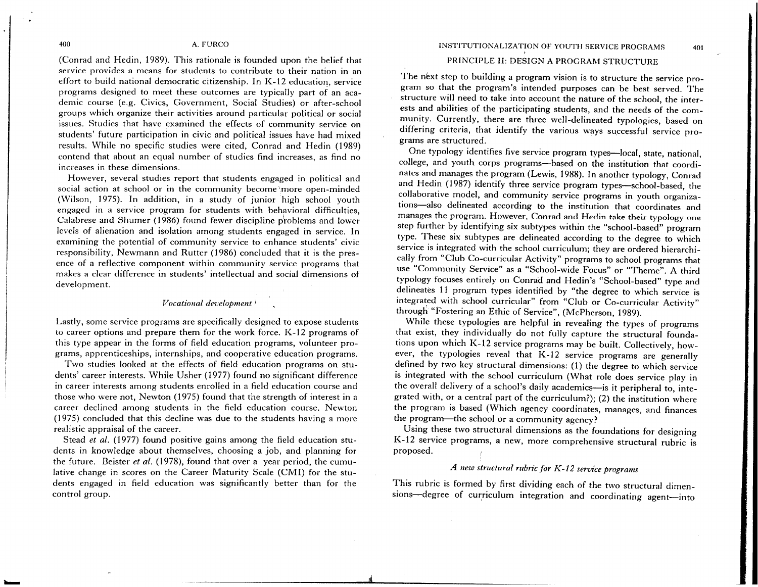(Conrad and Hedin, 1989). This rationale is founded upon the belief that service provides a means for students to contribute to their nation in an effort to build national democratic citizenship. In K-12 education, service programs designed to meet these outcomes are typically part of an academic course (e.g. Civics, Government, Social Studies) or after-school groups which organize their activities around particular political or social issues. Studies that have examined the effects of community service on students' future participation in civic and political issues have had mixed results. While no specific studies were cited, Conrad and Hedin (1989) contend that about an equal number of studies find increases, as find no increases in these dimensions.

However, several studies report that students engaged in political and social action at school or in the community become more open-minded (Wilson, 1975). In addition, in a study of junior high school youth engaged in a service program for students with behavioral difficulties, Calabrese and Shumer (1986) found fewer discipline problems and lower levels of alienation and isolation among students engaged in service. In examining the potential of community service to enhance students' civic responsibility, Newmann and Rutter (1986) concluded that it is the presence of a reflective component within community service programs that makes a clear difference in students' intellectual and social dimensions of development.

#### *Vocational development*

Lastly, some service programs are specifically designed to expose students to career options and prepare them for the work force. K-12 programs of this type appear in the forms of field education programs, volunteer programs, apprenticeships, internships, and cooperative education programs.

Two studies looked at the effects of field education programs on students' career interests. While Usher (1977) found no significant difference in career interests among students enrolled in a field education course and those who were not, Newton (1975) found that the strength of interest in a career declined among students in the field education course. Newton (1975) concluded that this decline was due to the students having a more realistic appraisal of the career.

Stead *et al.* (1977) found positive gains among the field education students in knowledge about themselves, choosing a job, and planning for the future. Beister *et al.* (1978), found that over a year period, the cumulative change in scores on the Career Maturity Scale (CMI) for the students engaged in field education was significantly better than for the control group.

## PRINCIPLE II: DESIGN A PROGRAM STRUCTURE

The next step to building a program vision is to structure the service program so that the program's intended purposes can be best served. The structure will need to take into account the nature of the school, the interests and abilities of the participating students, and the needs of the community. Currently, there are three well-delineated typologies, based on differing criteria, that identify the various ways successful service programs are structured.

One typology identifies five service program types—local, state, national, college, and youth corps programs—based on the institution that coordinates and manages the program (Lewis, 1988). In another typology, Conrad and Hedin (1987) identify three service program types—school-based, the collaborative model, and community service programs in youth organizations—also delineated according to the institution that coordinates and manages the program. However, Conrad and Hedin take their typology one step further by identifying six subtypes within the "school-based" program type. These six subtypes are delineated according to the degree to which service is integrated with the school curriculum; they are ordered hierarchically from "Club Co-curricular Activity" programs to school programs that use "Community Service" as a "School-wide Focus" or "Theme". A third typology focuses entirely on Conrad and Hedin's "School-based" type and delineates 11 program types identified by "the degree to which service is integrated with school curricular" from "Club or Co-curricular Activity" through "Fostering an Ethic of Service", (McPherson, 1989).

While these typologies are helpful in revealing the types of programs that exist, they individually do not fully capture the structural foundations upon which K-12 service programs may be built. Collectively, however, the typologies reveal that K-12 service programs are generally defined by two key structural dimensions: (1) the degree to which service is integrated with the school curriculum (What role does service play in the overall delivery of a school's daily academics—is it peripheral to, integrated with, or a central part of the curriculum?); (2) the institution where the program is based (Which agency coordinates, manages, and finances the program—the school or a community agency?

Using these two structural dimensions as the foundations for designing K-12 service programs, a new, more comprehensive structural rubric is proposed.

#### *A new structural rubric for K-12 service programs*

This rubric is formed by first dividing each of the two structural dimensions—degree of curriculum integration and coordinating agent—into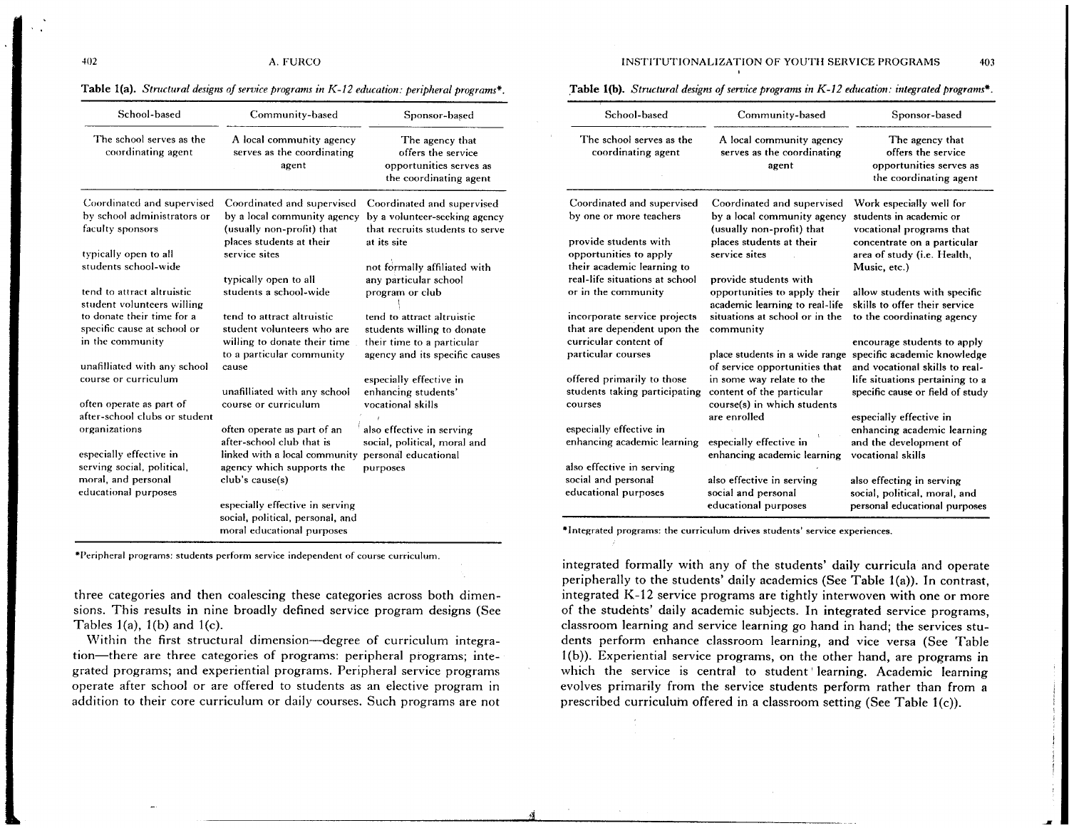**Table 1(a).** *Structural designs of service programs in K-12 education: peripheral programs\*.*

| School-based | Community-based | Sponsor-based |
|---|---|---|
| The school serves as the coordinating agent | A local community agency serves as the coordinating agent | The agency that offers the service opportunities serves as the coordinating agent |
| Coordinated and supervised by school administrators or faculty sponsors<br><br>typically open to all students school-wide<br><br>tend to attract altruistic student volunteers willing to donate their time for a specific cause at school or in the community<br><br>unafilliated with any school course or curriculum<br><br>often operate as part of after-school clubs or student organizations<br><br>especially effective in serving social, political, moral, and personal educational purposes | Coordinated and supervised by a local community agency (usually non-profit) that places students at their service sites<br><br>typically open to all students a school-wide<br><br>tend to attract altruistic student volunteers who are willing to donate their time to a particular community cause<br><br>unafilliated with any school course or curriculum<br><br>often operate as part of an after-school club that is linked with a local community agency which supports the club's cause(s)<br><br>especially effective in serving social, political, personal, and moral educational purposes | Coordinated and supervised by a volunteer-seeking agency that recruits students to serve at its site<br><br>not formally affiliated with any particular school program or club<br><br>tend to attract altruistic students willing to donate their time to a particular agency and its specific causes<br><br>especially effective in enhancing students' vocational skills<br><br>also effective in serving social, political, moral and personal educational purposes |

\*Peripheral programs: students perform service independent of course curriculum.

three categories and then coalescing these categories across both dimensions. This results in nine broadly defined service program designs (See Tables 1(a), 1(b) and 1(c).

Within the first structural dimension—degree of curriculum integration—there are three categories of programs: peripheral programs; integrated programs; and experiential programs. Peripheral service programs operate after school or are offered to students as an elective program in addition to their core curriculum or daily courses. Such programs are not integrated formally with any of the students' daily curricula and operate peripherally to the students' daily academics (See Table 1(a)). In contrast, integrated K-12 service programs are tightly interwoven with one or more of the students' daily academic subjects. In integrated service programs, classroom learning and service learning go hand in hand; the services students perform enhance classroom learning, and vice versa (See Table 1(b)). Experiential service programs, on the other hand, are programs in which the service is central to student learning. Academic learning evolves primarily from the service students perform rather than from a prescribed curriculum offered in a classroom setting (See Table 1(c)).

**Table 1(b).** *Structural designs of service programs in K-12 education: integrated programs\*.*

| School-based | Community-based | Sponsor-based |
|---|---|---|
| The school serves as the coordinating agent | A local community agency serves as the coordinating agent | The agency that offers the service opportunities serves as the coordinating agent |
| Coordinated and supervised by one or more teachers<br><br>provide students with opportunities to apply their academic learning to real-life situations at school or in the community<br><br>incorporate service projects that are dependent upon the curricular content of particular courses<br><br>offered primarily to those students taking participating courses<br><br>especially effective in enhancing academic learning<br><br>also effective in serving social and personal educational purposes | Coordinated and supervised by a local community agency (usually non-profit) that places students at their service sites<br><br>provide students with opportunities to apply their academic learning to real-life situations at school or in the community<br><br>place students in a wide range of service opportunities that in some way relate to the content of the particular course(s) in which students are enrolled<br><br>especially effective in enhancing academic learning<br><br>also effective in serving social and personal educational purposes | Work especially well for students in academic or vocational programs that concentrate on a particular area of study (i.e. Health, Music, etc.)<br><br>allow students with specific skills to offer their service to the coordinating agency<br><br>encourage students to apply specific academic knowledge and vocational skills to real-life situations pertaining to a specific cause or field of study<br><br>especially effective in enhancing academic learning and the development of vocational skills<br><br>also effecting in serving social, political, moral, and personal educational purposes |

\*Integrated programs: the curriculum drives students' service experiences.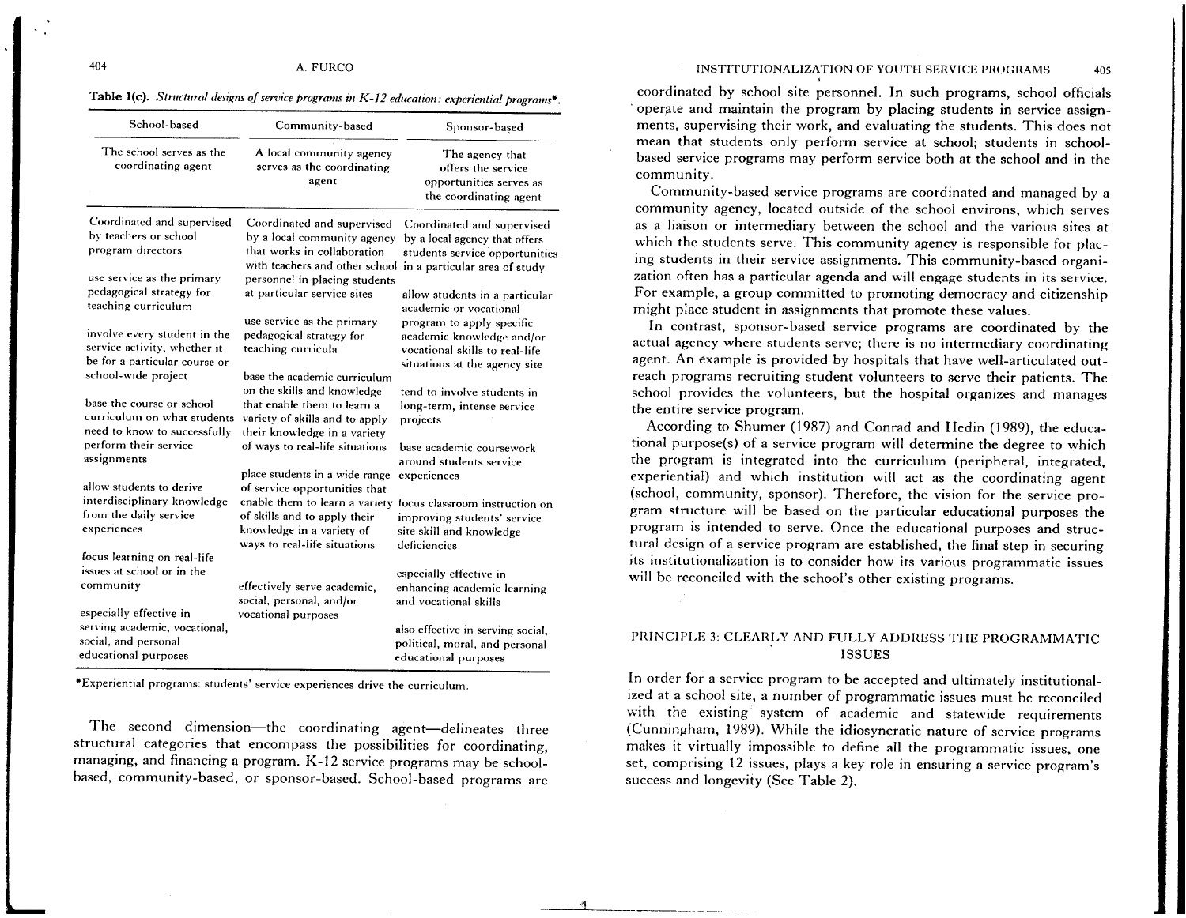**Table 1(c).** *Structural designs of service programs in K-12 education: experiential programs\**.

| School-based | Community-based | Sponsor-based |
|---|---|---|
| The school serves as the coordinating agent | A local community agency serves as the coordinating agent | The agency that offers the service opportunities serves as the coordinating agent |
| Coordinated and supervised by teachers or school program directors | Coordinated and supervised by a local community agency that works in collaboration with teachers and other school personnel in placing students at particular service sites | Coordinated and supervised by a local agency that offers students service opportunities in a particular area of study |
| use service as the primary pedagogical strategy for teaching curriculum | use service as the primary pedagogical strategy for teaching curricula | allow students in a particular academic or vocational program to apply specific academic knowledge and/or vocational skills to real-life situations at the agency site |
| involve every student in the service activity, whether it be for a particular course or school-wide project | base the academic curriculum on the skills and knowledge that enable them to learn a variety of skills and to apply their knowledge in a variety of ways to real-life situations | tend to involve students in long-term, intense service projects |
| base the course or school curriculum on what students need to know to successfully perform their service assignments | place students in a wide range of service opportunities that enable them to learn a variety of skills and to apply their knowledge in a variety of ways to real-life situations | base academic coursework around students service experiences |
| allow students to derive interdisciplinary knowledge from the daily service experiences | effectively serve academic, social, personal, and/or vocational purposes | focus classroom instruction on improving students' service site skill and knowledge deficiencies |
| focus learning on real-life issues at school or in the community | | especially effective in enhancing academic learning and vocational skills |
| especially effective in serving academic, vocational, social, and personal educational purposes | | also effective in serving social, political, moral, and personal educational purposes |

\*Experiential programs: students' service experiences drive the curriculum.

The second dimension—the coordinating agent—delineates three structural categories that encompass the possibilities for coordinating, managing, and financing a program. K-12 service programs may be school-based, community-based, or sponsor-based. School-based programs are coordinated by school site personnel. In such programs, school officials operate and maintain the program by placing students in service assignments, supervising their work, and evaluating the students. This does not mean that students only perform service at school; students in school-based service programs may perform service both at the school and in the community.

Community-based service programs are coordinated and managed by a community agency, located outside of the school environs, which serves as a liaison or intermediary between the school and the various sites at which the students serve. This community agency is responsible for placing students in their service assignments. This community-based organization often has a particular agenda and will engage students in its service. For example, a group committed to promoting democracy and citizenship might place student in assignments that promote these values.

In contrast, sponsor-based service programs are coordinated by the actual agency where students serve; there is no intermediary coordinating agent. An example is provided by hospitals that have well-articulated outreach programs recruiting student volunteers to serve their patients. The school provides the volunteers, but the hospital organizes and manages the entire service program.

According to Shumer (1987) and Conrad and Hedin (1989), the educational purpose(s) of a service program will determine the degree to which the program is integrated into the curriculum (peripheral, integrated, experiential) and which institution will act as the coordinating agent (school, community, sponsor). Therefore, the vision for the service program structure will be based on the particular educational purposes the program is intended to serve. Once the educational purposes and structural design of a service program are established, the final step in securing its institutionalization is to consider how its various programmatic issues will be reconciled with the school's other existing programs.

## PRINCIPLE 3: CLEARLY AND FULLY ADDRESS THE PROGRAMMATIC ISSUES

In order for a service program to be accepted and ultimately institutionalized at a school site, a number of programmatic issues must be reconciled with the existing system of academic and statewide requirements (Cunningham, 1989). While the idiosyncratic nature of service programs makes it virtually impossible to define all the programmatic issues, one set, comprising 12 issues, plays a key role in ensuring a service program's success and longevity (See Table 2).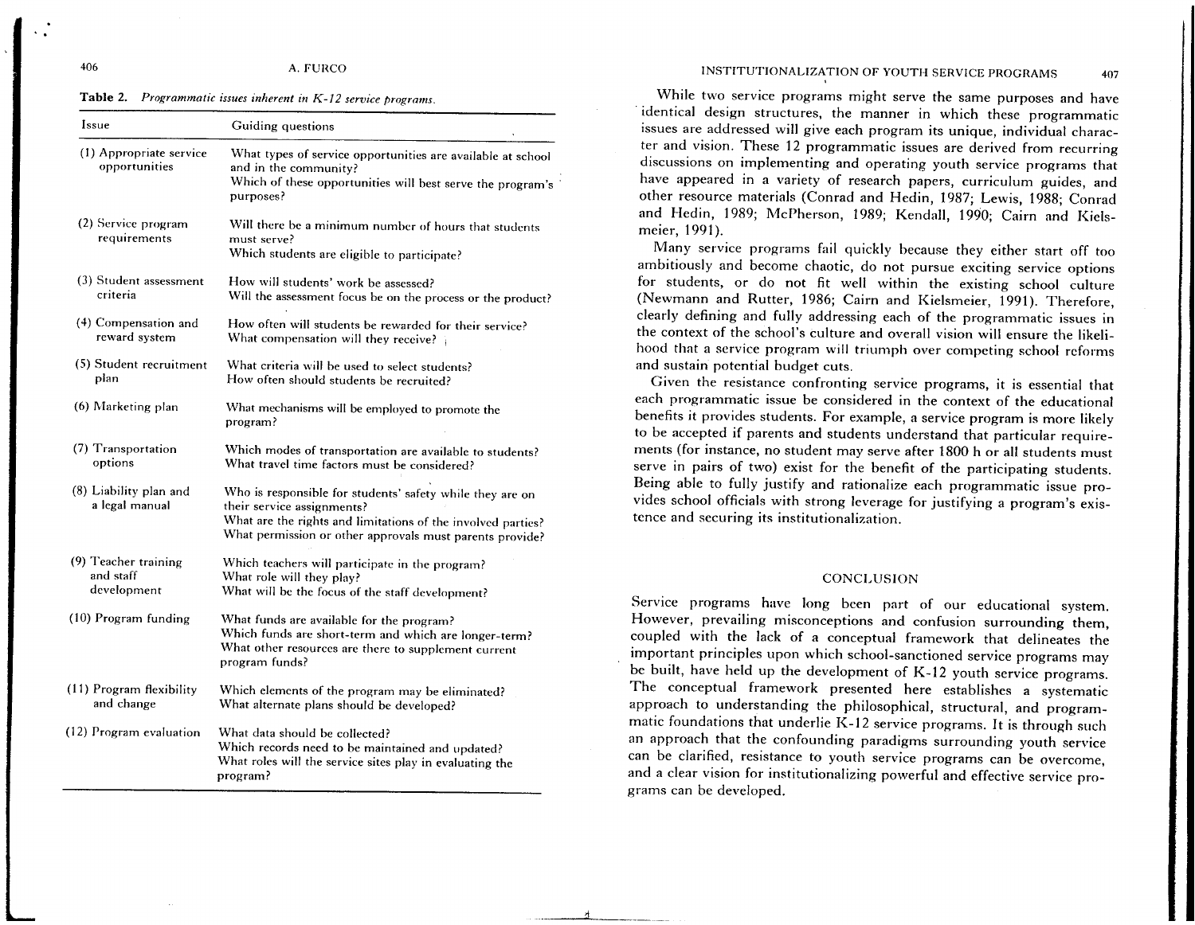**Table 2.** *Programmatic issues inherent in K-12 service programs.*

| Issue | Guiding questions |
|---|---|
| (1) Appropriate service opportunities | What types of service opportunities are available at school and in the community? Which of these opportunities will best serve the program's purposes? |
| (2) Service program requirements | Will there be a minimum number of hours that students must serve? Which students are eligible to participate? |
| (3) Student assessment criteria | How will students' work be assessed? Will the assessment focus be on the process or the product? |
| (4) Compensation and reward system | How often will students be rewarded for their service? What compensation will they receive? |
| (5) Student recruitment plan | What criteria will be used to select students? How often should students be recruited? |
| (6) Marketing plan | What mechanisms will be employed to promote the program? |
| (7) Transportation options | Which modes of transportation are available to students? What travel time factors must be considered? |
| (8) Liability plan and a legal manual | Who is responsible for students' safety while they are on their service assignments? What are the rights and limitations of the involved parties? What permission or other approvals must parents provide? |
| (9) Teacher training and staff development | Which teachers will participate in the program? What role will they play? What will be the focus of the staff development? |
| (10) Program funding | What funds are available for the program? Which funds are short-term and which are longer-term? What other resources are there to supplement current program funds? |
| (11) Program flexibility and change | Which elements of the program may be eliminated? What alternate plans should be developed? |
| (12) Program evaluation | What data should be collected? Which records need to be maintained and updated? What roles will the service sites play in evaluating the program? |

While two service programs might serve the same purposes and have identical design structures, the manner in which these programmatic issues are addressed will give each program its unique, individual character and vision. These 12 programmatic issues are derived from recurring discussions on implementing and operating youth service programs that have appeared in a variety of research papers, curriculum guides, and other resource materials (Conrad and Hedin, 1987; Lewis, 1988; Conrad and Hedin, 1989; McPherson, 1989; Kendall, 1990; Cairn and Kielsmeier, 1991).

Many service programs fail quickly because they either start off too ambitiously and become chaotic, do not pursue exciting service options for students, or do not fit well within the existing school culture (Newmann and Rutter, 1986; Cairn and Kielsmeier, 1991). Therefore, clearly defining and fully addressing each of the programmatic issues in the context of the school's culture and overall vision will ensure the likelihood that a service program will triumph over competing school reforms and sustain potential budget cuts.

Given the resistance confronting service programs, it is essential that each programmatic issue be considered in the context of the educational benefits it provides students. For example, a service program is more likely to be accepted if parents and students understand that particular requirements (for instance, no student may serve after 1800 h or all students must serve in pairs of two) exist for the benefit of the participating students. Being able to fully justify and rationalize each programmatic issue provides school officials with strong leverage for justifying a program's existence and securing its institutionalization.

## CONCLUSION

Service programs have long been part of our educational system. However, prevailing misconceptions and confusion surrounding them, coupled with the lack of a conceptual framework that delineates the important principles upon which school-sanctioned service programs may be built, have held up the development of K-12 youth service programs. The conceptual framework presented here establishes a systematic approach to understanding the philosophical, structural, and programmatic foundations that underlie K-12 service programs. It is through such an approach that the confounding paradigms surrounding youth service can be clarified, resistance to youth service programs can be overcome, and a clear vision for institutionalizing powerful and effective service programs can be developed.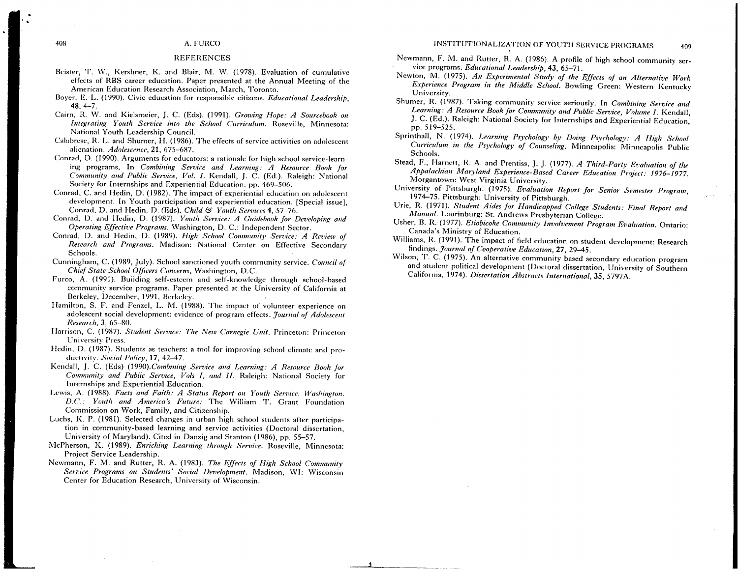## REFERENCES

Beister, T. W., Kershner, K. and Blair, M. W. (1978). Evaluation of cumulative effects of RBS career education. Paper presented at the Annual Meeting of the American Education Research Association, March, Toronto.

Boyer, E. L. (1990). Civic education for responsible citizens. *Educational Leadership*, **48**, 4–7.

Cairn, R. W. and Kielsmeier, J. C. (Eds). (1991). *Growing Hope: A Sourcebook on Integrating Youth Service into the School Curriculum.* Roseville, Minnesota: National Youth Leadership Council.

Calabrese, R. L. and Shumer, H. (1986). The effects of service activities on adolescent alienation. *Adolescence*, **21**, 675–687.

Conrad, D. (1990). Arguments for educators: a rationale for high school service-learning programs, In *Combining Service and Learning: A Resource Book for Community and Public Service, Vol. I.* Kendall, J. C. (Ed.). Raleigh: National Society for Internships and Experiential Education. pp. 469–506.

Conrad, C. and Hedin, D. (1982). The impact of experiential education on adolescent development. In Youth participation and experiential education. [Special issue], Conrad, D. and Hedin, D. (Eds). *Child & Youth Services* **4**, 57–76.

Conrad, D. and Hedin, D. (1987). *Youth Service: A Guidebook for Developing and Operating Effective Programs.* Washington, D. C.: Independent Sector.

Conrad, D. and Hedin, D. (1989). *High School Community Service: A Review of Research and Programs.* Madison: National Center on Effective Secondary Schools.

Cunningham, C. (1989, July). School sanctioned youth community service. *Council of Chief State School Officers Concerns*, Washington, D.C.

Furco, A. (1991). Building self-esteem and self-knowledge through school-based community service programs. Paper presented at the University of California at Berkeley, December, 1991, Berkeley.

Hamilton, S. F. and Fenzel, L. M. (1988). The impact of volunteer experience on adolescent social development: evidence of program effects. *Journal of Adolescent Research*, **3**, 65–80.

Harrison, C. (1987). *Student Service: The New Carnegie Unit.* Princeton: Princeton University Press.

Hedin, D. (1987). Students as teachers: a tool for improving school climate and productivity. *Social Policy*, **17**, 42–47.

Kendall, J. C. (Eds) (1990).*Combining Service and Learning: A Resource Book for Community and Public Service, Vols I, and II.* Raleigh: National Society for Internships and Experiential Education.

Lewis, A. (1988). *Facts and Faith: A Status Report on Youth Service. Washington. D.C.: Youth and America's Future:* The William T. Grant Foundation Commission on Work, Family, and Citizenship.

Luchs, K. P. (1981). Selected changes in urban high school students after participation in community-based learning and service activities (Doctoral dissertation, University of Maryland). Cited in Danzig and Stanton (1986), pp. 55–57.

McPherson, K. (1989). *Enriching Learning through Service.* Roseville, Minnesota: Project Service Leadership.

Newmann, F. M. and Rutter, R. A. (1983). *The Effects of High School Community Service Programs on Students' Social Development.* Madison, WI: Wisconsin Center for Education Research, University of Wisconsin.

Newmann, F. M. and Rutter, R. A. (1986). A profile of high school community service programs. *Educational Leadership*, **43**, 65–71.

Newton, M. (1975). *An Experimental Study of the Effects of an Alternative Work Experience Program in the Middle School.* Bowling Green: Western Kentucky University.

Shumer, R. (1987). Taking community service seriously. In *Combining Service and Learning: A Resource Book for Community and Public Service, Volume I.* Kendall, J. C. (Ed.). Raleigh: National Society for Internships and Experiential Education, pp. 519–525.

Sprinthall, N. (1974). *Learning Psychology by Doing Psychology: A High School Curriculum in the Psychology of Counseling.* Minneapolis: Minneapolis Public Schools.

Stead, F., Harnett, R. A. and Prentiss, J. J. (1977). *A Third-Party Evaluation of the Appalachian Maryland Experience-Based Career Education Project: 1976–1977.* Morgantown: West Virginia University.

University of Pittsburgh. (1975). *Evaluation Report for Senior Semester Program, 1974–75.* Pittsburgh: University of Pittsburgh.

Urie, R. (1971). *Student Aides for Handicapped College Students: Final Report and Manual.* Laurinburg: St. Andrews Presbyterian College.

Usher, B. R. (1977). *Etiobicoke Community Involvement Program Evaluation.* Ontario: Canada's Ministry of Education.

Williams, R. (1991). The impact of field education on student development: Research findings. *Journal of Cooperative Education*, **27**, 29–45.

Wilson, T. C. (1975). An alternative community based secondary education program and student political development (Doctoral dissertation, University of Southern California, 1974). *Dissertation Abstracts International*, **35**, 5797A.